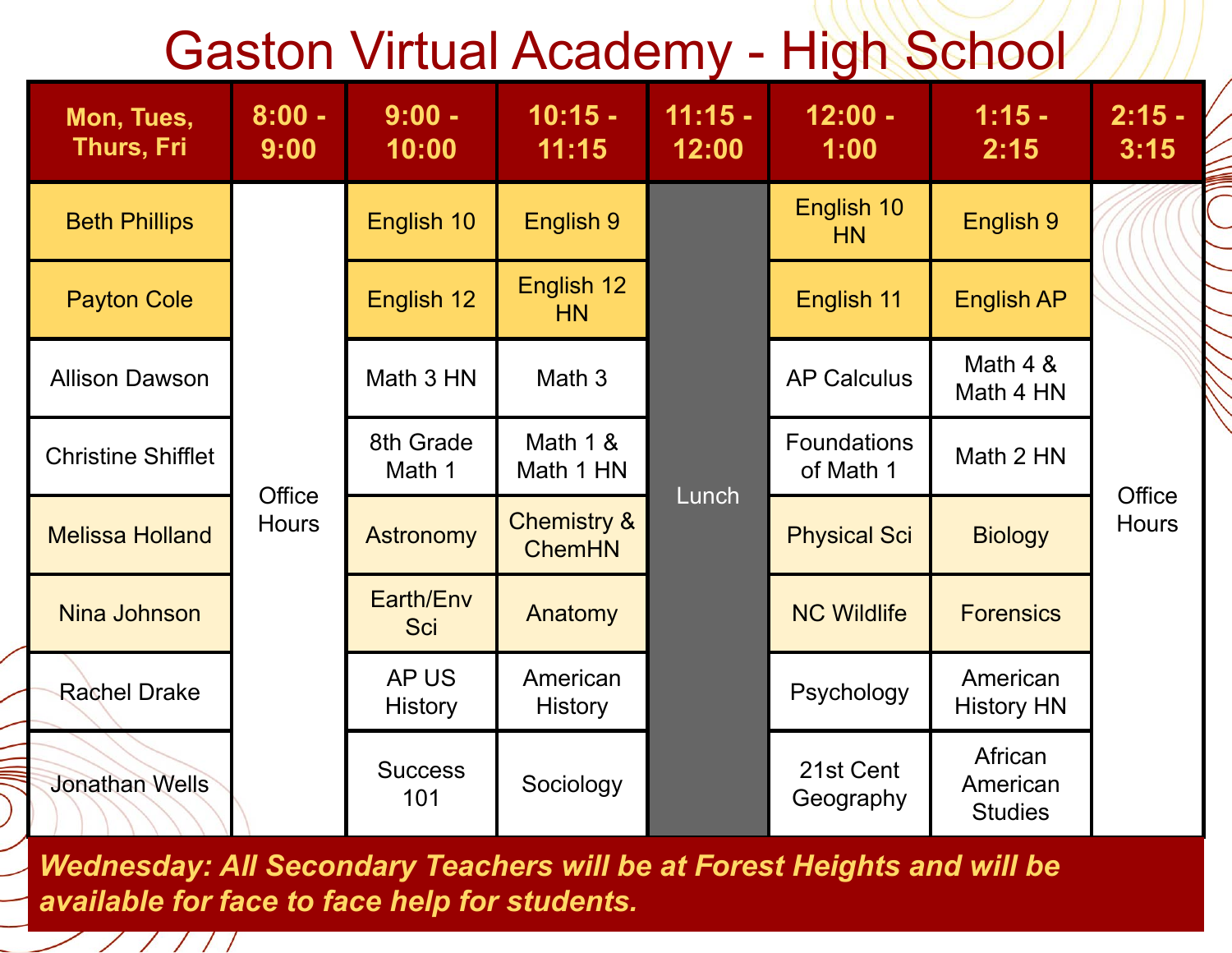# Gaston Virtual Academy - High School

| Mon, Tues, Thurs, Fri | 8:00 - 9:00 | 9:00 - 10:00 | 10:15 - 11:15 | 11:15 - 12:00 | 12:00 - 1:00 | 1:15 - 2:15 | 2:15 - 3:15 |
|---|---|---|---|---|---|---|---|
| Beth Phillips | Office Hours | English 10 | English 9 | Lunch | English 10 HN | English 9 | Office Hours |
| Payton Cole | | English 12 | English 12 HN | | English 11 | English AP | |
| Allison Dawson | | Math 3 HN | Math 3 | | AP Calculus | Math 4 & Math 4 HN | |
| Christine Shifflet | | 8th Grade Math 1 | Math 1 & Math 1 HN | | Foundations of Math 1 | Math 2 HN | |
| Melissa Holland | | Astronomy | Chemistry & ChemHN | | Physical Sci | Biology | |
| Nina Johnson | | Earth/Env Sci | Anatomy | | NC Wildlife | Forensics | |
| Rachel Drake | | AP US History | American History | | Psychology | American History HN | |
| Jonathan Wells | | Success 101 | Sociology | | 21st Cent Geography | African American Studies | |

***Wednesday: All Secondary Teachers will be at Forest Heights and will be available for face to face help for students.***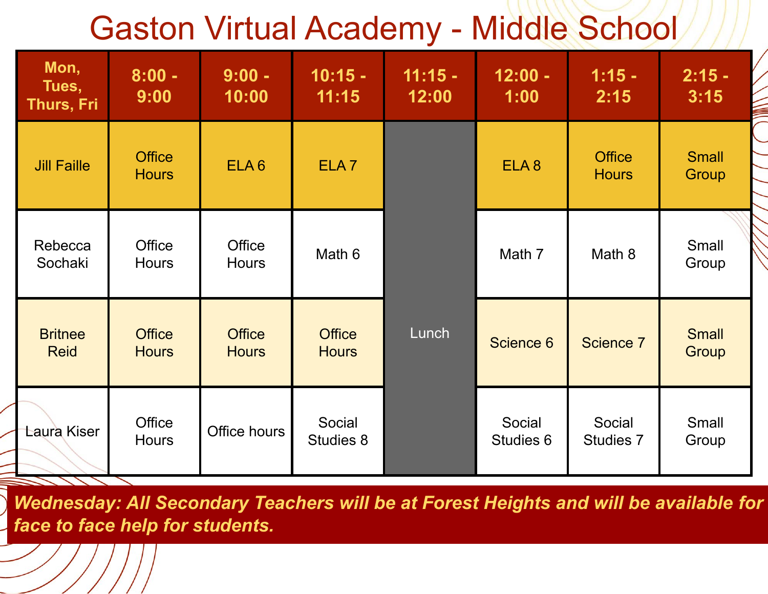# Gaston Virtual Academy - Middle School

| Mon, Tues, Thurs, Fri | 8:00 - 9:00 | 9:00 - 10:00 | 10:15 - 11:15 | 11:15 - 12:00 | 12:00 - 1:00 | 1:15 - 2:15 | 2:15 - 3:15 |
|---|---|---|---|---|---|---|---|
| Jill Faille | Office Hours | ELA 6 | ELA 7 | Lunch | ELA 8 | Office Hours | Small Group |
| Rebecca Sochaki | Office Hours | Office Hours | Math 6 | Lunch | Math 7 | Math 8 | Small Group |
| Britnee Reid | Office Hours | Office Hours | Office Hours | Lunch | Science 6 | Science 7 | Small Group |
| Laura Kiser | Office Hours | Office hours | Social Studies 8 | Lunch | Social Studies 6 | Social Studies 7 | Small Group |

***Wednesday: All Secondary Teachers will be at Forest Heights and will be available for face to face help for students.***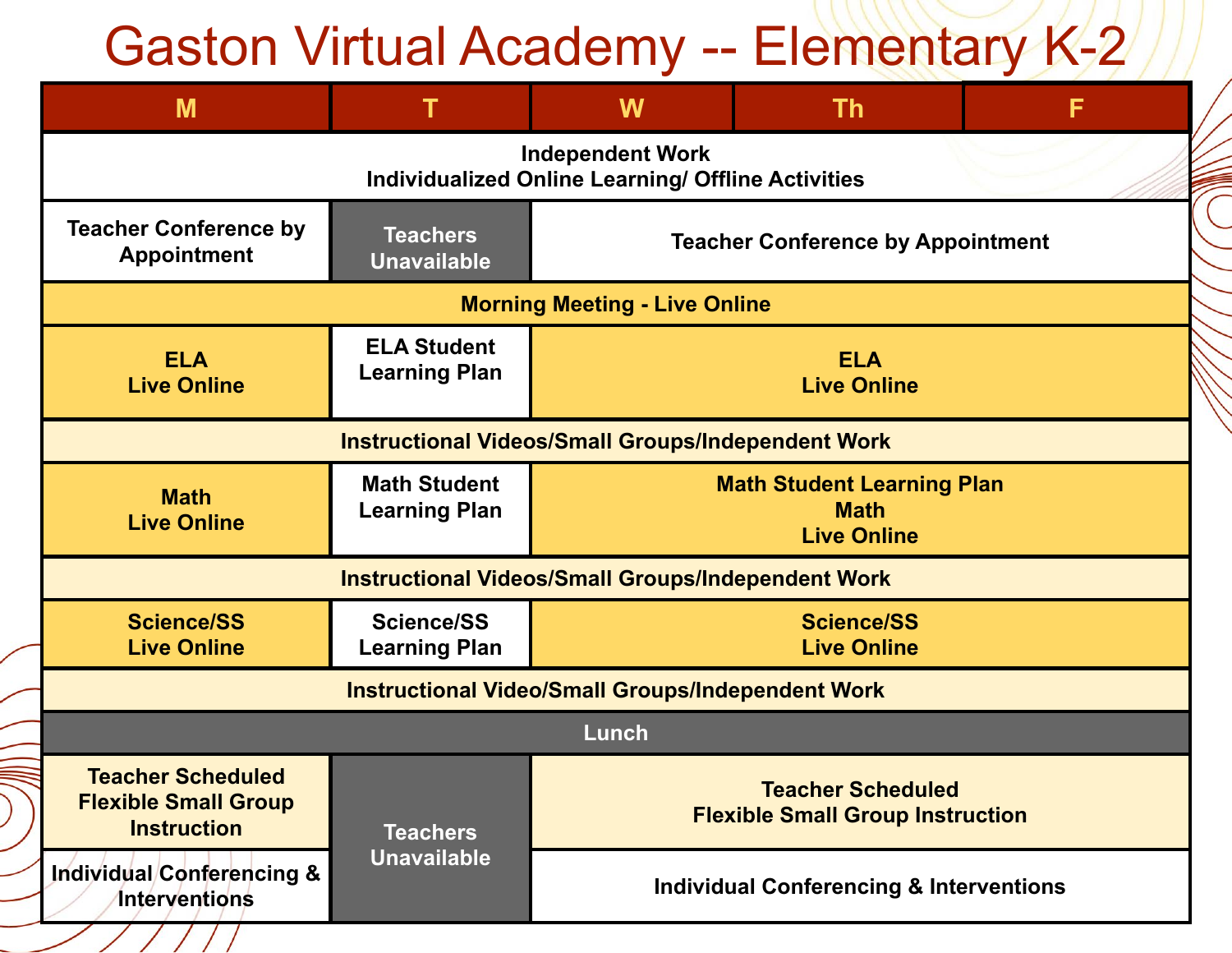# Gaston Virtual Academy -- Elementary K-2

| M | T | W | Th | F |
|---|---|---|---|---|
| **Independent Work**<br>**Individualized Online Learning/ Offline Activities** | | | | |
| **Teacher Conference by Appointment** | **Teachers Unavailable** | **Teacher Conference by Appointment** | | |
| **Morning Meeting - Live Online** | | | | |
| **ELA**<br>**Live Online** | **ELA Student Learning Plan** | **ELA**<br>**Live Online** | | |
| **Instructional Videos/Small Groups/Independent Work** | | | | |
| **Math**<br>**Live Online** | **Math Student Learning Plan** | **Math Student Learning Plan**<br>**Math**<br>**Live Online** | | |
| **Instructional Videos/Small Groups/Independent Work** | | | | |
| **Science/SS**<br>**Live Online** | **Science/SS Learning Plan** | **Science/SS**<br>**Live Online** | | |
| **Instructional Video/Small Groups/Independent Work** | | | | |
| **Lunch** | | | | |
| **Teacher Scheduled Flexible Small Group Instruction** | **Teachers Unavailable** | **Teacher Scheduled**<br>**Flexible Small Group Instruction** | | |
| **Individual Conferencing & Interventions** | | **Individual Conferencing & Interventions** | | |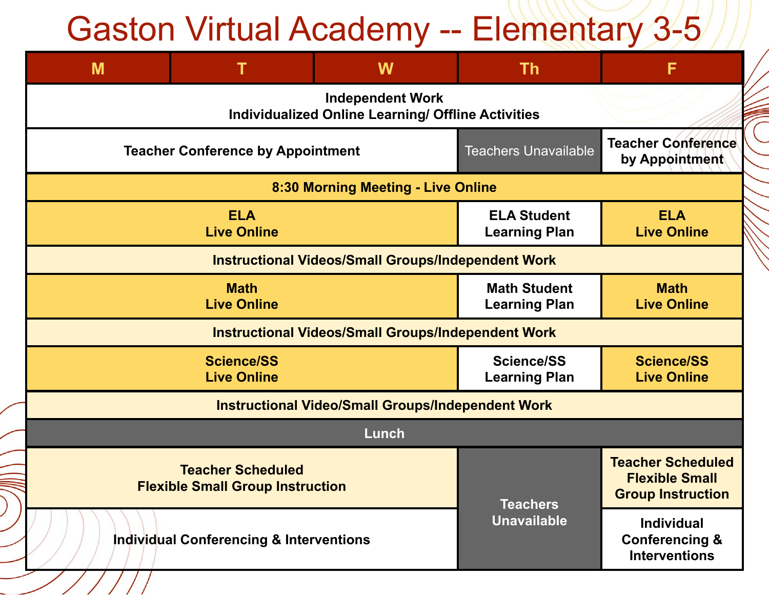# Gaston Virtual Academy -- Elementary 3-5

| M | T | W | Th | F |
|---|---|---|---|---|
| Independent Work<br>Individualized Online Learning/ Offline Activities | | | | |
| Teacher Conference by Appointment | | | Teachers Unavailable | Teacher Conference by Appointment |
| 8:30 Morning Meeting - Live Online | | | | |
| ELA<br>Live Online | | | ELA Student Learning Plan | ELA<br>Live Online |
| Instructional Videos/Small Groups/Independent Work | | | | |
| Math<br>Live Online | | | Math Student Learning Plan | Math<br>Live Online |
| Instructional Videos/Small Groups/Independent Work | | | | |
| Science/SS<br>Live Online | | | Science/SS<br>Learning Plan | Science/SS<br>Live Online |
| Instructional Video/Small Groups/Independent Work | | | | |
| Lunch | | | | |
| Teacher Scheduled<br>Flexible Small Group Instruction | | | Teachers Unavailable | Teacher Scheduled Flexible Small Group Instruction |
| Individual Conferencing & Interventions | | | | Individual Conferencing & Interventions |